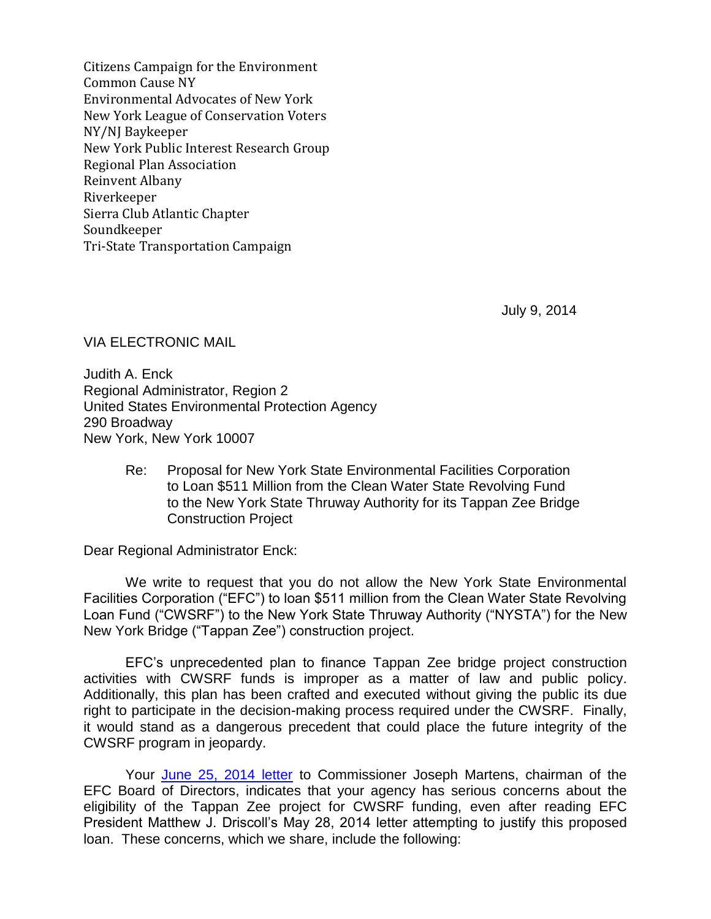Citizens Campaign for the Environment
Common Cause NY
Environmental Advocates of New York
New York League of Conservation Voters
NY/NJ Baykeeper
New York Public Interest Research Group
Regional Plan Association
Reinvent Albany
Riverkeeper
Sierra Club Atlantic Chapter
Soundkeeper
Tri-State Transportation Campaign

July 9, 2014

VIA ELECTRONIC MAIL

Judith A. Enck
Regional Administrator, Region 2
United States Environmental Protection Agency
290 Broadway
New York, New York 10007

Re: Proposal for New York State Environmental Facilities Corporation to Loan $511 Million from the Clean Water State Revolving Fund to the New York State Thruway Authority for its Tappan Zee Bridge Construction Project

Dear Regional Administrator Enck:

We write to request that you do not allow the New York State Environmental Facilities Corporation ("EFC") to loan $511 million from the Clean Water State Revolving Loan Fund ("CWSRF") to the New York State Thruway Authority ("NYSTA") for the New New York Bridge ("Tappan Zee") construction project.

EFC's unprecedented plan to finance Tappan Zee bridge project construction activities with CWSRF funds is improper as a matter of law and public policy. Additionally, this plan has been crafted and executed without giving the public its due right to participate in the decision-making process required under the CWSRF. Finally, it would stand as a dangerous precedent that could place the future integrity of the CWSRF program in jeopardy.

Your June 25, 2014 letter to Commissioner Joseph Martens, chairman of the EFC Board of Directors, indicates that your agency has serious concerns about the eligibility of the Tappan Zee project for CWSRF funding, even after reading EFC President Matthew J. Driscoll's May 28, 2014 letter attempting to justify this proposed loan. These concerns, which we share, include the following: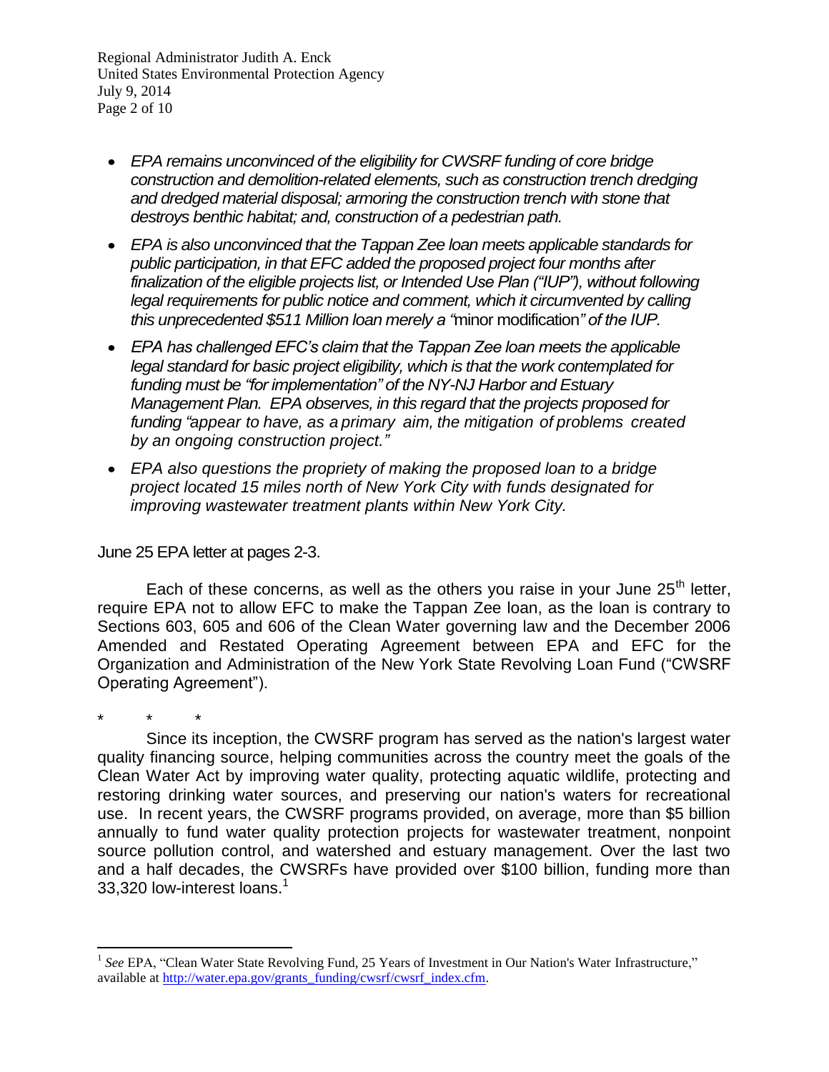- *EPA remains unconvinced of the eligibility for CWSRF funding of core bridge construction and demolition-related elements, such as construction trench dredging and dredged material disposal; armoring the construction trench with stone that destroys benthic habitat; and, construction of a pedestrian path.*

- *EPA is also unconvinced that the Tappan Zee loan meets applicable standards for public participation, in that EFC added the proposed project four months after finalization of the eligible projects list, or Intended Use Plan ("IUP"), without following legal requirements for public notice and comment, which it circumvented by calling this unprecedented $511 Million loan merely a "*minor modification*" of the IUP.*

- *EPA has challenged EFC's claim that the Tappan Zee loan meets the applicable legal standard for basic project eligibility, which is that the work contemplated for funding must be "for implementation" of the NY-NJ Harbor and Estuary Management Plan. EPA observes, in this regard that the projects proposed for funding "appear to have, as a primary aim, the mitigation of problems created by an ongoing construction project."*

- *EPA also questions the propriety of making the proposed loan to a bridge project located 15 miles north of New York City with funds designated for improving wastewater treatment plants within New York City.*

June 25 EPA letter at pages 2-3.

Each of these concerns, as well as the others you raise in your June 25th letter, require EPA not to allow EFC to make the Tappan Zee loan, as the loan is contrary to Sections 603, 605 and 606 of the Clean Water governing law and the December 2006 Amended and Restated Operating Agreement between EPA and EFC for the Organization and Administration of the New York State Revolving Loan Fund ("CWSRF Operating Agreement").

\* \* \*

Since its inception, the CWSRF program has served as the nation's largest water quality financing source, helping communities across the country meet the goals of the Clean Water Act by improving water quality, protecting aquatic wildlife, protecting and restoring drinking water sources, and preserving our nation's waters for recreational use. In recent years, the CWSRF programs provided, on average, more than $5 billion annually to fund water quality protection projects for wastewater treatment, nonpoint source pollution control, and watershed and estuary management. Over the last two and a half decades, the CWSRFs have provided over $100 billion, funding more than 33,320 low-interest loans.[1]

---

[1] *See* EPA, "Clean Water State Revolving Fund, 25 Years of Investment in Our Nation's Water Infrastructure," available at http://water.epa.gov/grants_funding/cwsrf/cwsrf_index.cfm.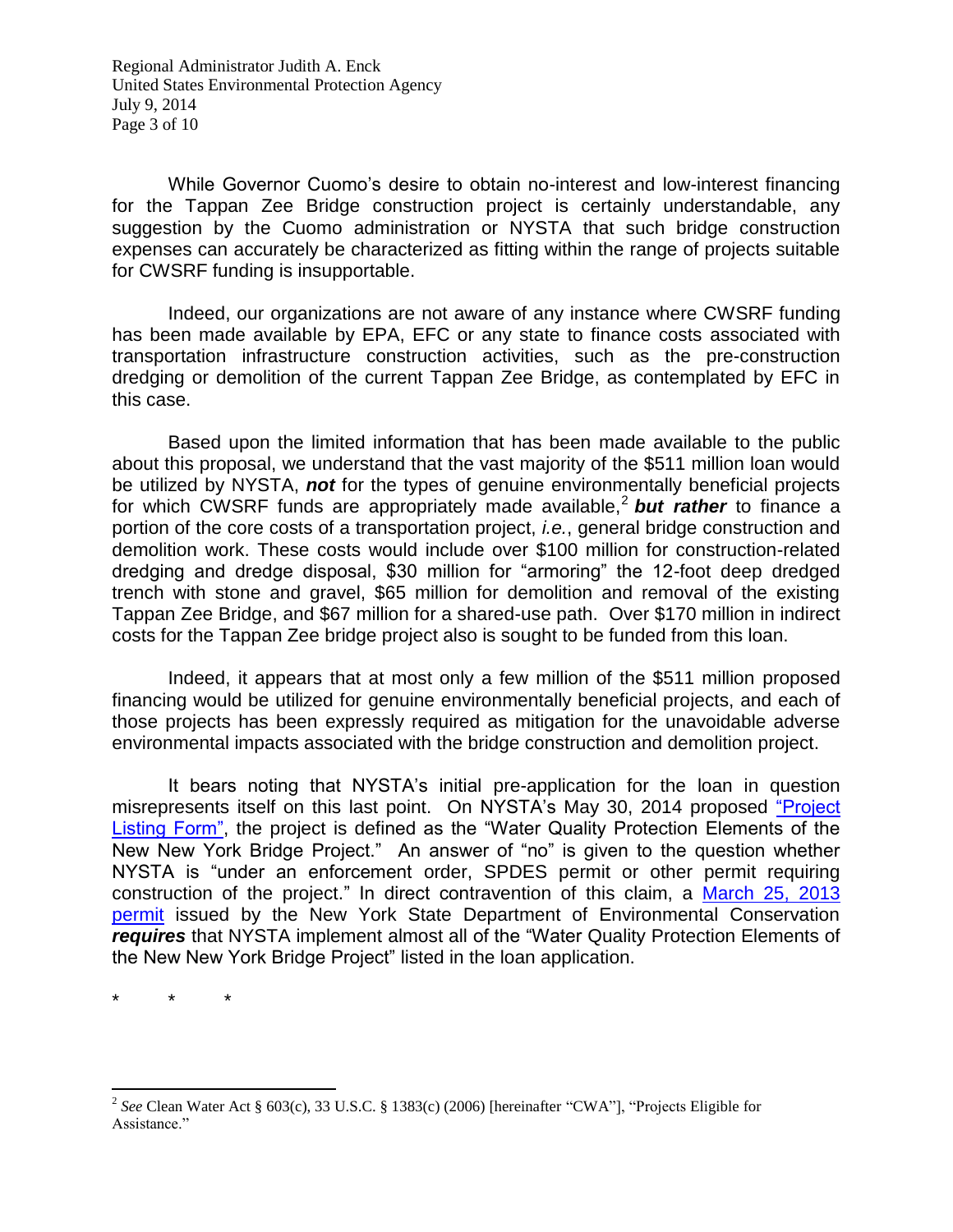While Governor Cuomo's desire to obtain no-interest and low-interest financing for the Tappan Zee Bridge construction project is certainly understandable, any suggestion by the Cuomo administration or NYSTA that such bridge construction expenses can accurately be characterized as fitting within the range of projects suitable for CWSRF funding is insupportable.

Indeed, our organizations are not aware of any instance where CWSRF funding has been made available by EPA, EFC or any state to finance costs associated with transportation infrastructure construction activities, such as the pre-construction dredging or demolition of the current Tappan Zee Bridge, as contemplated by EFC in this case.

Based upon the limited information that has been made available to the public about this proposal, we understand that the vast majority of the $511 million loan would be utilized by NYSTA, ***not*** for the types of genuine environmentally beneficial projects for which CWSRF funds are appropriately made available,[2] ***but rather*** to finance a portion of the core costs of a transportation project, *i.e.*, general bridge construction and demolition work. These costs would include over $100 million for construction-related dredging and dredge disposal, $30 million for "armoring" the 12-foot deep dredged trench with stone and gravel, $65 million for demolition and removal of the existing Tappan Zee Bridge, and $67 million for a shared-use path. Over $170 million in indirect costs for the Tappan Zee bridge project also is sought to be funded from this loan.

Indeed, it appears that at most only a few million of the $511 million proposed financing would be utilized for genuine environmentally beneficial projects, and each of those projects has been expressly required as mitigation for the unavoidable adverse environmental impacts associated with the bridge construction and demolition project.

It bears noting that NYSTA's initial pre-application for the loan in question misrepresents itself on this last point. On NYSTA's May 30, 2014 proposed "Project Listing Form", the project is defined as the "Water Quality Protection Elements of the New New York Bridge Project." An answer of "no" is given to the question whether NYSTA is "under an enforcement order, SPDES permit or other permit requiring construction of the project." In direct contravention of this claim, a March 25, 2013 permit issued by the New York State Department of Environmental Conservation ***requires*** that NYSTA implement almost all of the "Water Quality Protection Elements of the New New York Bridge Project" listed in the loan application.

\* \* \*

[2] *See* Clean Water Act § 603(c), 33 U.S.C. § 1383(c) (2006) [hereinafter "CWA"], "Projects Eligible for Assistance."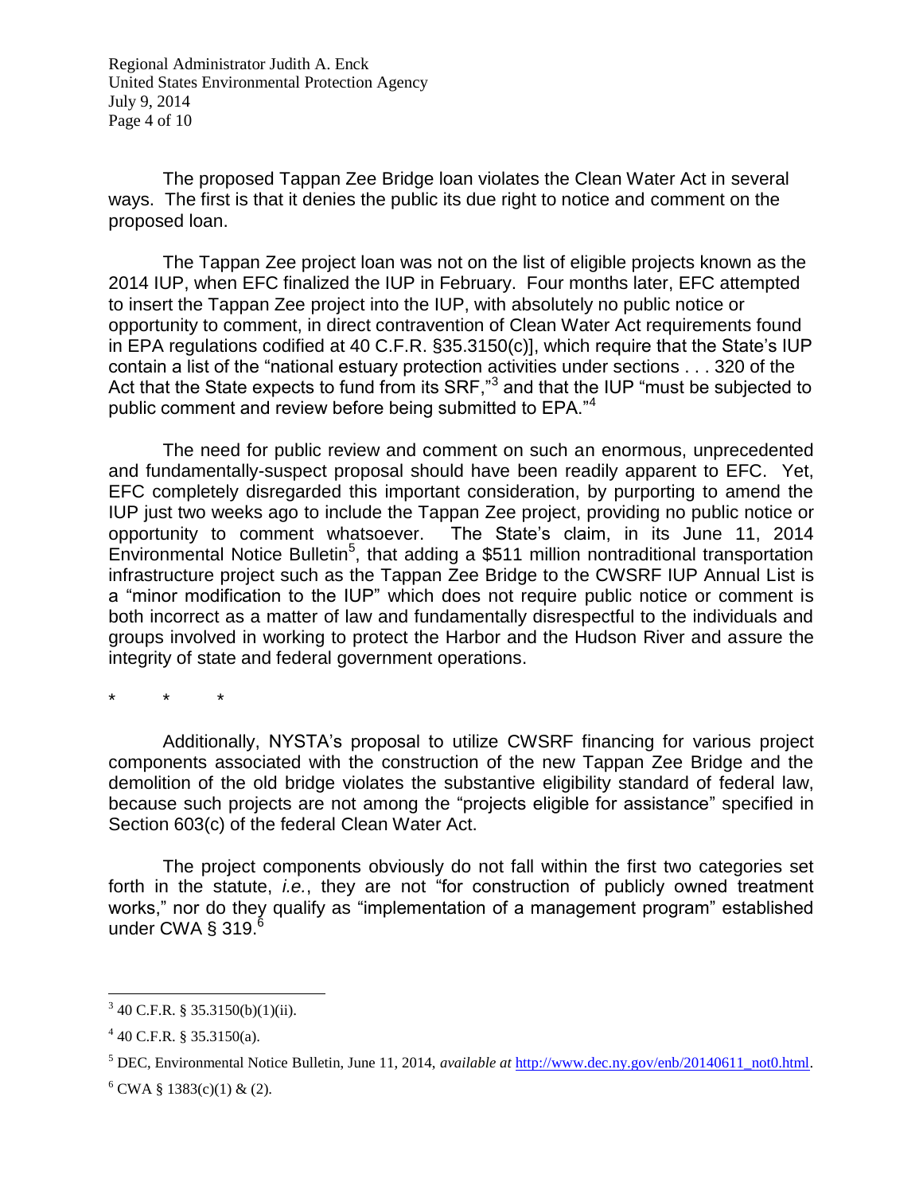The proposed Tappan Zee Bridge loan violates the Clean Water Act in several ways. The first is that it denies the public its due right to notice and comment on the proposed loan.

The Tappan Zee project loan was not on the list of eligible projects known as the 2014 IUP, when EFC finalized the IUP in February. Four months later, EFC attempted to insert the Tappan Zee project into the IUP, with absolutely no public notice or opportunity to comment, in direct contravention of Clean Water Act requirements found in EPA regulations codified at 40 C.F.R. §35.3150(c)], which require that the State's IUP contain a list of the "national estuary protection activities under sections . . . 320 of the Act that the State expects to fund from its SRF,"[3] and that the IUP "must be subjected to public comment and review before being submitted to EPA."[4]

The need for public review and comment on such an enormous, unprecedented and fundamentally-suspect proposal should have been readily apparent to EFC. Yet, EFC completely disregarded this important consideration, by purporting to amend the IUP just two weeks ago to include the Tappan Zee project, providing no public notice or opportunity to comment whatsoever. The State's claim, in its June 11, 2014 Environmental Notice Bulletin[5], that adding a $511 million nontraditional transportation infrastructure project such as the Tappan Zee Bridge to the CWSRF IUP Annual List is a "minor modification to the IUP" which does not require public notice or comment is both incorrect as a matter of law and fundamentally disrespectful to the individuals and groups involved in working to protect the Harbor and the Hudson River and assure the integrity of state and federal government operations.

\*  \*  \*

Additionally, NYSTA's proposal to utilize CWSRF financing for various project components associated with the construction of the new Tappan Zee Bridge and the demolition of the old bridge violates the substantive eligibility standard of federal law, because such projects are not among the "projects eligible for assistance" specified in Section 603(c) of the federal Clean Water Act.

The project components obviously do not fall within the first two categories set forth in the statute, *i.e.*, they are not "for construction of publicly owned treatment works," nor do they qualify as "implementation of a management program" established under CWA § 319.[6]

---

[3] 40 C.F.R. § 35.3150(b)(1)(ii).

[4] 40 C.F.R. § 35.3150(a).

[5] DEC, Environmental Notice Bulletin, June 11, 2014, *available at* http://www.dec.ny.gov/enb/20140611_not0.html.

[6] CWA § 1383(c)(1) & (2).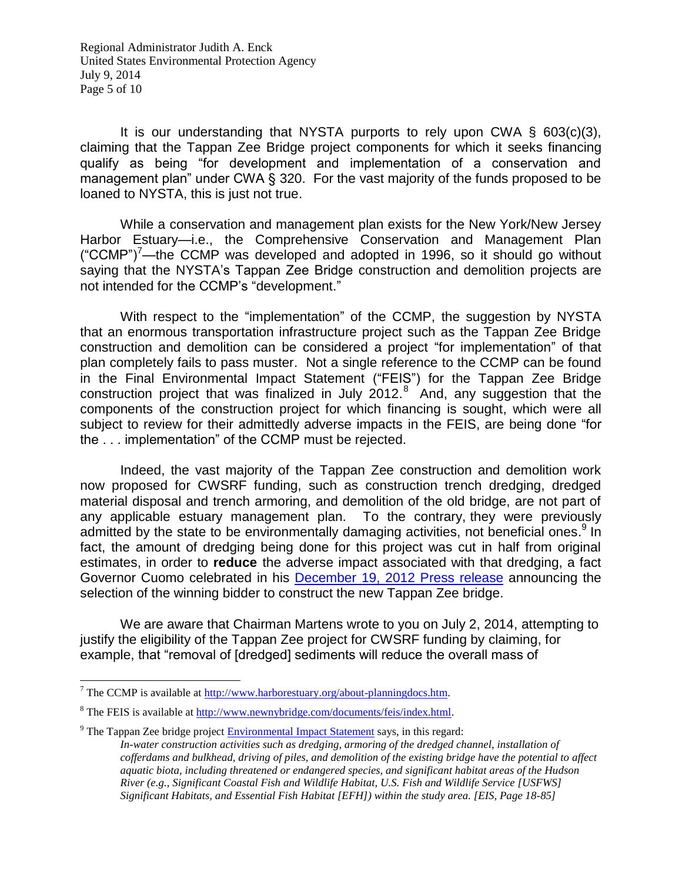It is our understanding that NYSTA purports to rely upon CWA § 603(c)(3), claiming that the Tappan Zee Bridge project components for which it seeks financing qualify as being "for development and implementation of a conservation and management plan" under CWA § 320. For the vast majority of the funds proposed to be loaned to NYSTA, this is just not true.

While a conservation and management plan exists for the New York/New Jersey Harbor Estuary—i.e., the Comprehensive Conservation and Management Plan ("CCMP")[7]—the CCMP was developed and adopted in 1996, so it should go without saying that the NYSTA's Tappan Zee Bridge construction and demolition projects are not intended for the CCMP's "development."

With respect to the "implementation" of the CCMP, the suggestion by NYSTA that an enormous transportation infrastructure project such as the Tappan Zee Bridge construction and demolition can be considered a project "for implementation" of that plan completely fails to pass muster. Not a single reference to the CCMP can be found in the Final Environmental Impact Statement ("FEIS") for the Tappan Zee Bridge construction project that was finalized in July 2012.[8] And, any suggestion that the components of the construction project for which financing is sought, which were all subject to review for their admittedly adverse impacts in the FEIS, are being done "for the . . . implementation" of the CCMP must be rejected.

Indeed, the vast majority of the Tappan Zee construction and demolition work now proposed for CWSRF funding, such as construction trench dredging, dredged material disposal and trench armoring, and demolition of the old bridge, are not part of any applicable estuary management plan. To the contrary, they were previously admitted by the state to be environmentally damaging activities, not beneficial ones.[9] In fact, the amount of dredging being done for this project was cut in half from original estimates, in order to **reduce** the adverse impact associated with that dredging, a fact Governor Cuomo celebrated in his December 19, 2012 Press release announcing the selection of the winning bidder to construct the new Tappan Zee bridge.

We are aware that Chairman Martens wrote to you on July 2, 2014, attempting to justify the eligibility of the Tappan Zee project for CWSRF funding by claiming, for example, that "removal of [dredged] sediments will reduce the overall mass of

---

[7] The CCMP is available at http://www.harborestuary.org/about-planningdocs.htm.

[8] The FEIS is available at http://www.newnybridge.com/documents/feis/index.html.

[9] The Tappan Zee bridge project Environmental Impact Statement says, in this regard:

> *In-water construction activities such as dredging, armoring of the dredged channel, installation of cofferdams and bulkhead, driving of piles, and demolition of the existing bridge have the potential to affect aquatic biota, including threatened or endangered species, and significant habitat areas of the Hudson River (e.g., Significant Coastal Fish and Wildlife Habitat, U.S. Fish and Wildlife Service [USFWS] Significant Habitats, and Essential Fish Habitat [EFH]) within the study area. [EIS, Page 18-85]*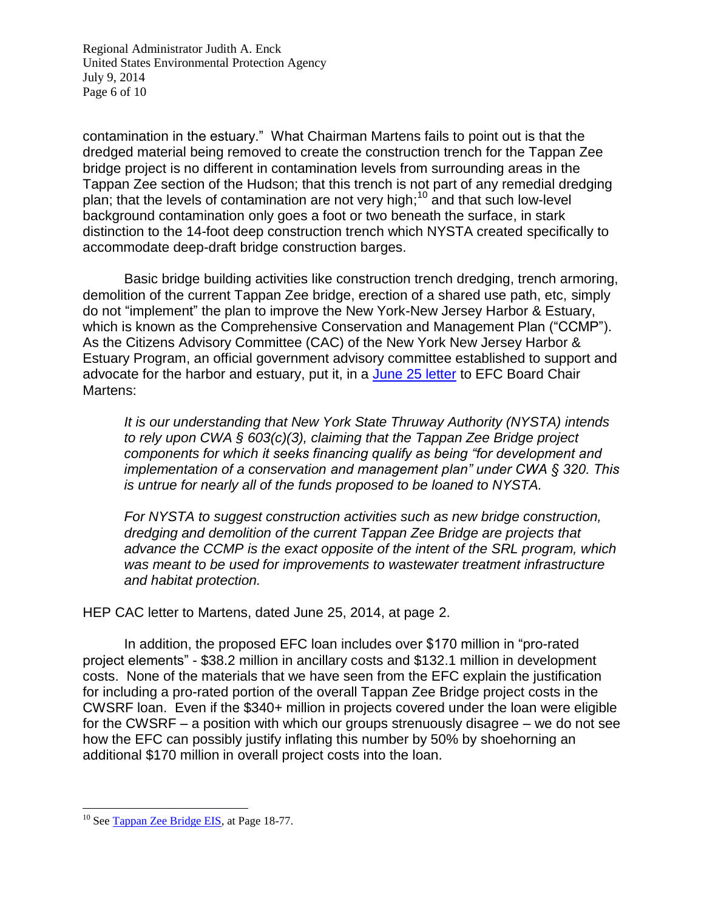contamination in the estuary." What Chairman Martens fails to point out is that the dredged material being removed to create the construction trench for the Tappan Zee bridge project is no different in contamination levels from surrounding areas in the Tappan Zee section of the Hudson; that this trench is not part of any remedial dredging plan; that the levels of contamination are not very high;[10] and that such low-level background contamination only goes a foot or two beneath the surface, in stark distinction to the 14-foot deep construction trench which NYSTA created specifically to accommodate deep-draft bridge construction barges.

Basic bridge building activities like construction trench dredging, trench armoring, demolition of the current Tappan Zee bridge, erection of a shared use path, etc, simply do not "implement" the plan to improve the New York-New Jersey Harbor & Estuary, which is known as the Comprehensive Conservation and Management Plan ("CCMP"). As the Citizens Advisory Committee (CAC) of the New York New Jersey Harbor & Estuary Program, an official government advisory committee established to support and advocate for the harbor and estuary, put it, in a June 25 letter to EFC Board Chair Martens:

> *It is our understanding that New York State Thruway Authority (NYSTA) intends to rely upon CWA § 603(c)(3), claiming that the Tappan Zee Bridge project components for which it seeks financing qualify as being "for development and implementation of a conservation and management plan" under CWA § 320. This is untrue for nearly all of the funds proposed to be loaned to NYSTA.*
>
> *For NYSTA to suggest construction activities such as new bridge construction, dredging and demolition of the current Tappan Zee Bridge are projects that advance the CCMP is the exact opposite of the intent of the SRL program, which was meant to be used for improvements to wastewater treatment infrastructure and habitat protection.*

HEP CAC letter to Martens, dated June 25, 2014, at page 2.

In addition, the proposed EFC loan includes over $170 million in "pro-rated project elements" - $38.2 million in ancillary costs and $132.1 million in development costs. None of the materials that we have seen from the EFC explain the justification for including a pro-rated portion of the overall Tappan Zee Bridge project costs in the CWSRF loan. Even if the $340+ million in projects covered under the loan were eligible for the CWSRF – a position with which our groups strenuously disagree – we do not see how the EFC can possibly justify inflating this number by 50% by shoehorning an additional $170 million in overall project costs into the loan.

---

[10] See Tappan Zee Bridge EIS, at Page 18-77.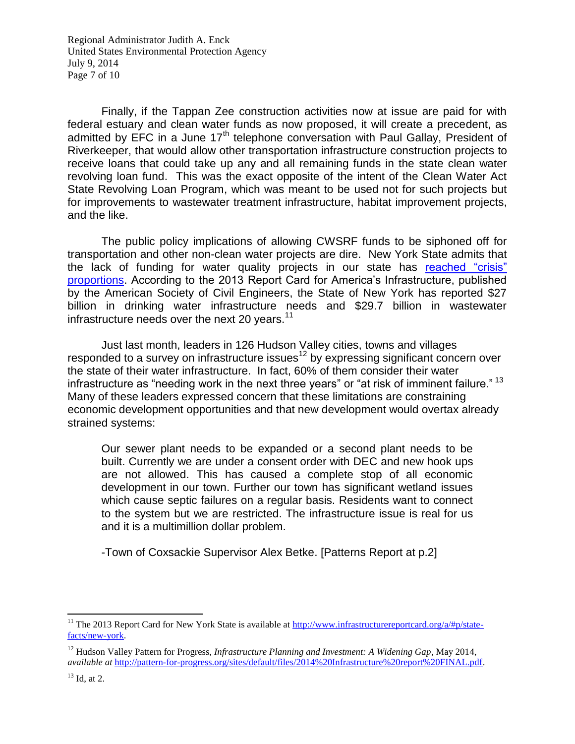Finally, if the Tappan Zee construction activities now at issue are paid for with federal estuary and clean water funds as now proposed, it will create a precedent, as admitted by EFC in a June 17th telephone conversation with Paul Gallay, President of Riverkeeper, that would allow other transportation infrastructure construction projects to receive loans that could take up any and all remaining funds in the state clean water revolving loan fund. This was the exact opposite of the intent of the Clean Water Act State Revolving Loan Program, which was meant to be used not for such projects but for improvements to wastewater treatment infrastructure, habitat improvement projects, and the like.

The public policy implications of allowing CWSRF funds to be siphoned off for transportation and other non-clean water projects are dire. New York State admits that the lack of funding for water quality projects in our state has reached "crisis" proportions. According to the 2013 Report Card for America's Infrastructure, published by the American Society of Civil Engineers, the State of New York has reported $27 billion in drinking water infrastructure needs and $29.7 billion in wastewater infrastructure needs over the next 20 years.[11]

Just last month, leaders in 126 Hudson Valley cities, towns and villages responded to a survey on infrastructure issues[12] by expressing significant concern over the state of their water infrastructure. In fact, 60% of them consider their water infrastructure as "needing work in the next three years" or "at risk of imminent failure."[13] Many of these leaders expressed concern that these limitations are constraining economic development opportunities and that new development would overtax already strained systems:

> Our sewer plant needs to be expanded or a second plant needs to be built. Currently we are under a consent order with DEC and new hook ups are not allowed. This has caused a complete stop of all economic development in our town. Further our town has significant wetland issues which cause septic failures on a regular basis. Residents want to connect to the system but we are restricted. The infrastructure issue is real for us and it is a multimillion dollar problem.
>
> -Town of Coxsackie Supervisor Alex Betke. [Patterns Report at p.2]

---

[11] The 2013 Report Card for New York State is available at http://www.infrastructurereportcard.org/a/#p/state-facts/new-york.

[12] Hudson Valley Pattern for Progress, *Infrastructure Planning and Investment: A Widening Gap*, May 2014, *available at* http://pattern-for-progress.org/sites/default/files/2014%20Infrastructure%20report%20FINAL.pdf.

[13] Id, at 2.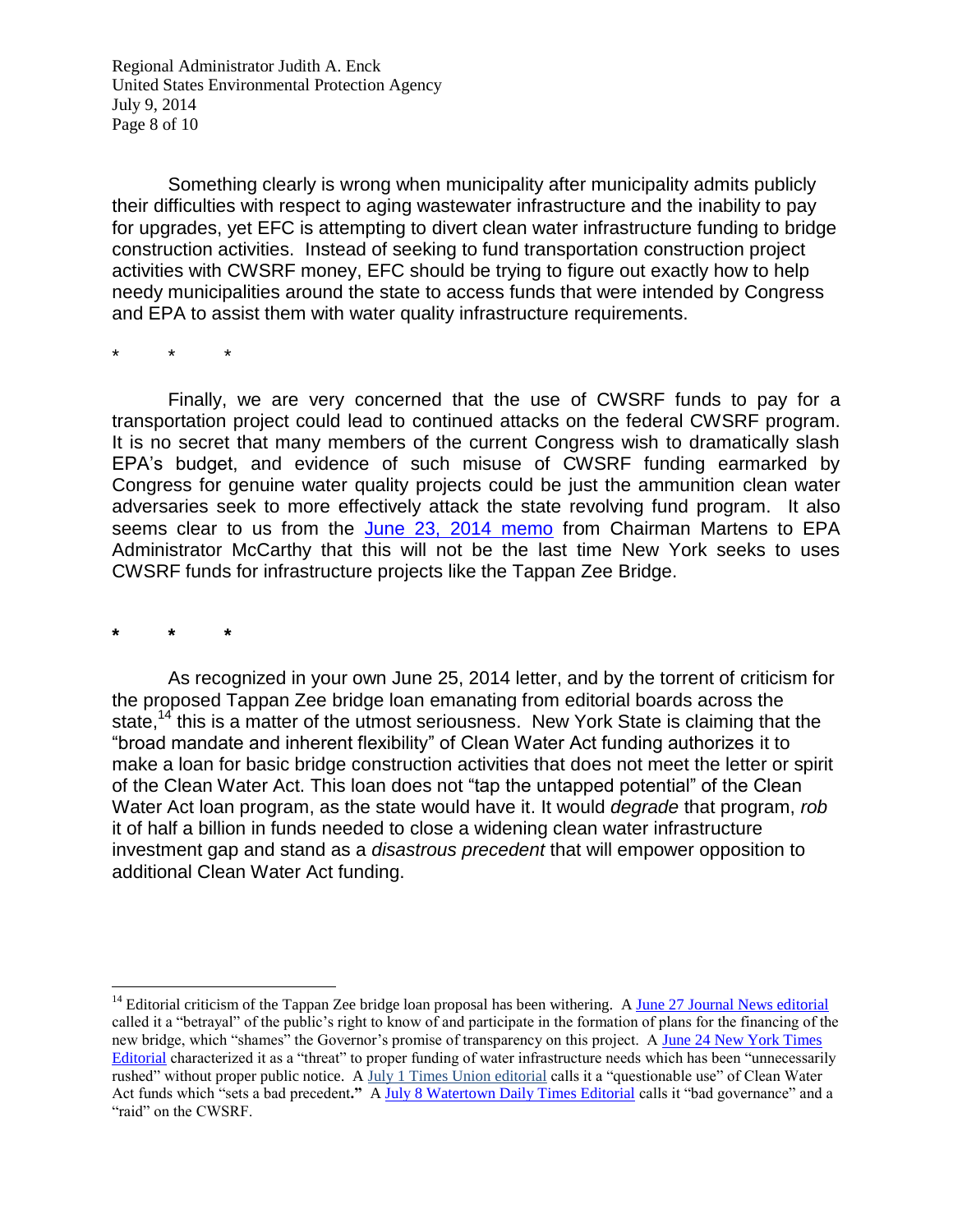Something clearly is wrong when municipality after municipality admits publicly their difficulties with respect to aging wastewater infrastructure and the inability to pay for upgrades, yet EFC is attempting to divert clean water infrastructure funding to bridge construction activities. Instead of seeking to fund transportation construction project activities with CWSRF money, EFC should be trying to figure out exactly how to help needy municipalities around the state to access funds that were intended by Congress and EPA to assist them with water quality infrastructure requirements.

\* \* \*

Finally, we are very concerned that the use of CWSRF funds to pay for a transportation project could lead to continued attacks on the federal CWSRF program. It is no secret that many members of the current Congress wish to dramatically slash EPA's budget, and evidence of such misuse of CWSRF funding earmarked by Congress for genuine water quality projects could be just the ammunition clean water adversaries seek to more effectively attack the state revolving fund program. It also seems clear to us from the June 23, 2014 memo from Chairman Martens to EPA Administrator McCarthy that this will not be the last time New York seeks to uses CWSRF funds for infrastructure projects like the Tappan Zee Bridge.

**\* \* \***

As recognized in your own June 25, 2014 letter, and by the torrent of criticism for the proposed Tappan Zee bridge loan emanating from editorial boards across the state,[14] this is a matter of the utmost seriousness. New York State is claiming that the "broad mandate and inherent flexibility" of Clean Water Act funding authorizes it to make a loan for basic bridge construction activities that does not meet the letter or spirit of the Clean Water Act. This loan does not "tap the untapped potential" of the Clean Water Act loan program, as the state would have it. It would *degrade* that program, *rob* it of half a billion in funds needed to close a widening clean water infrastructure investment gap and stand as a *disastrous precedent* that will empower opposition to additional Clean Water Act funding.

---

[14] Editorial criticism of the Tappan Zee bridge loan proposal has been withering. A June 27 Journal News editorial called it a "betrayal" of the public's right to know of and participate in the formation of plans for the financing of the new bridge, which "shames" the Governor's promise of transparency on this project. A June 24 New York Times Editorial characterized it as a "threat" to proper funding of water infrastructure needs which has been "unnecessarily rushed" without proper public notice. A July 1 Times Union editorial calls it a "questionable use" of Clean Water Act funds which "sets a bad precedent**."** A July 8 Watertown Daily Times Editorial calls it "bad governance" and a "raid" on the CWSRF.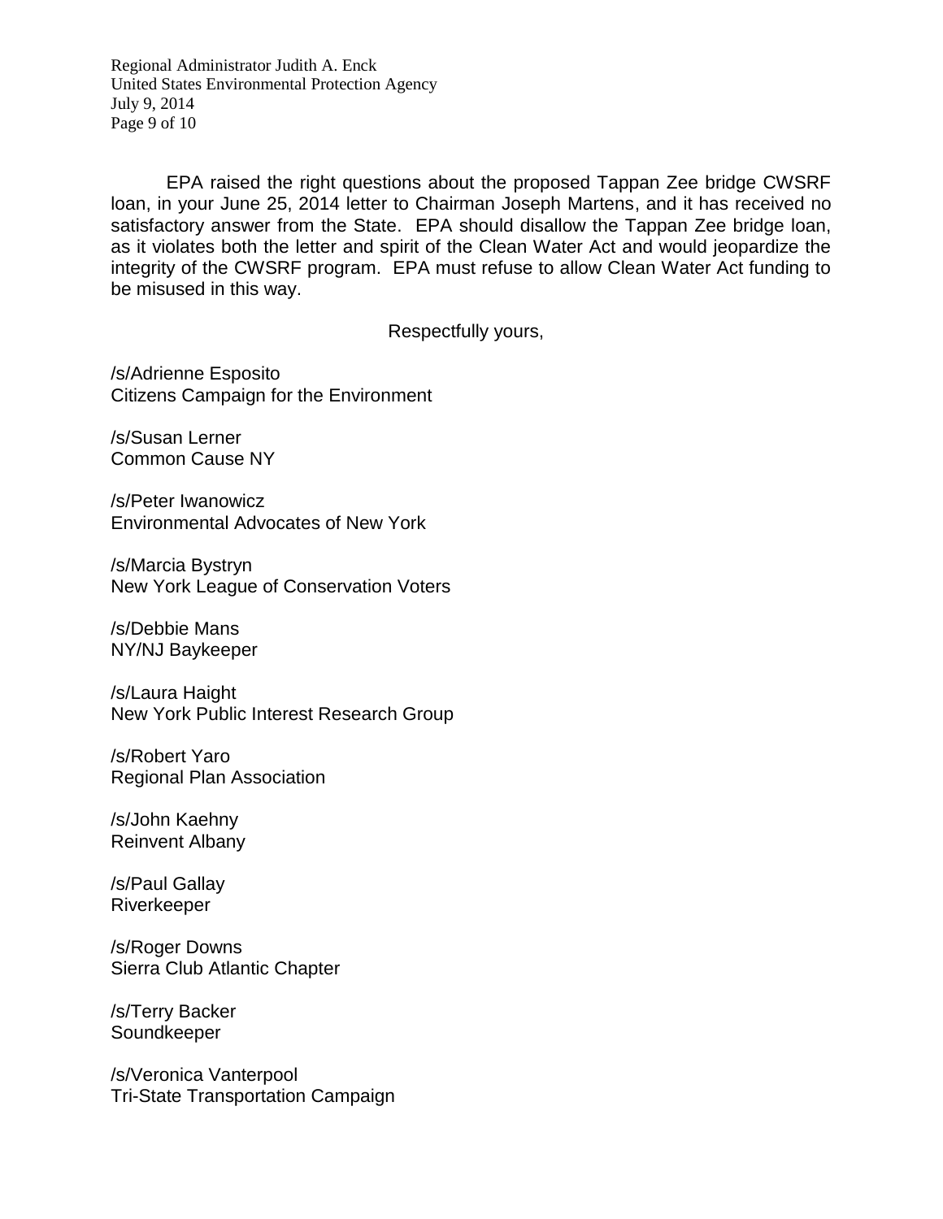EPA raised the right questions about the proposed Tappan Zee bridge CWSRF loan, in your June 25, 2014 letter to Chairman Joseph Martens, and it has received no satisfactory answer from the State. EPA should disallow the Tappan Zee bridge loan, as it violates both the letter and spirit of the Clean Water Act and would jeopardize the integrity of the CWSRF program. EPA must refuse to allow Clean Water Act funding to be misused in this way.

Respectfully yours,

/s/Adrienne Esposito
Citizens Campaign for the Environment

/s/Susan Lerner
Common Cause NY

/s/Peter Iwanowicz
Environmental Advocates of New York

/s/Marcia Bystryn
New York League of Conservation Voters

/s/Debbie Mans
NY/NJ Baykeeper

/s/Laura Haight
New York Public Interest Research Group

/s/Robert Yaro
Regional Plan Association

/s/John Kaehny
Reinvent Albany

/s/Paul Gallay
Riverkeeper

/s/Roger Downs
Sierra Club Atlantic Chapter

/s/Terry Backer
Soundkeeper

/s/Veronica Vanterpool
Tri-State Transportation Campaign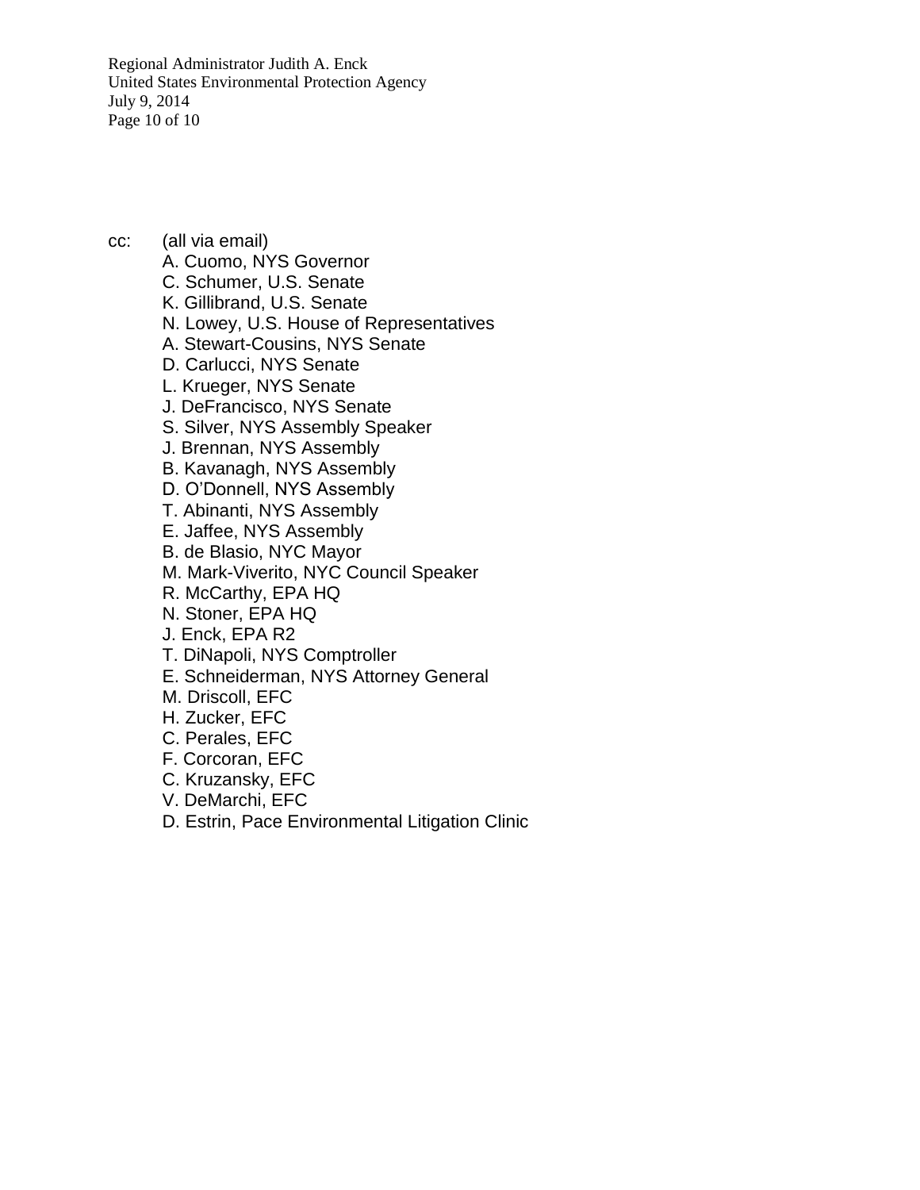cc: (all via email)

A. Cuomo, NYS Governor
C. Schumer, U.S. Senate
K. Gillibrand, U.S. Senate
N. Lowey, U.S. House of Representatives
A. Stewart-Cousins, NYS Senate
D. Carlucci, NYS Senate
L. Krueger, NYS Senate
J. DeFrancisco, NYS Senate
S. Silver, NYS Assembly Speaker
J. Brennan, NYS Assembly
B. Kavanagh, NYS Assembly
D. O'Donnell, NYS Assembly
T. Abinanti, NYS Assembly
E. Jaffee, NYS Assembly
B. de Blasio, NYC Mayor
M. Mark-Viverito, NYC Council Speaker
R. McCarthy, EPA HQ
N. Stoner, EPA HQ
J. Enck, EPA R2
T. DiNapoli, NYS Comptroller
E. Schneiderman, NYS Attorney General
M. Driscoll, EFC
H. Zucker, EFC
C. Perales, EFC
F. Corcoran, EFC
C. Kruzansky, EFC
V. DeMarchi, EFC
D. Estrin, Pace Environmental Litigation Clinic